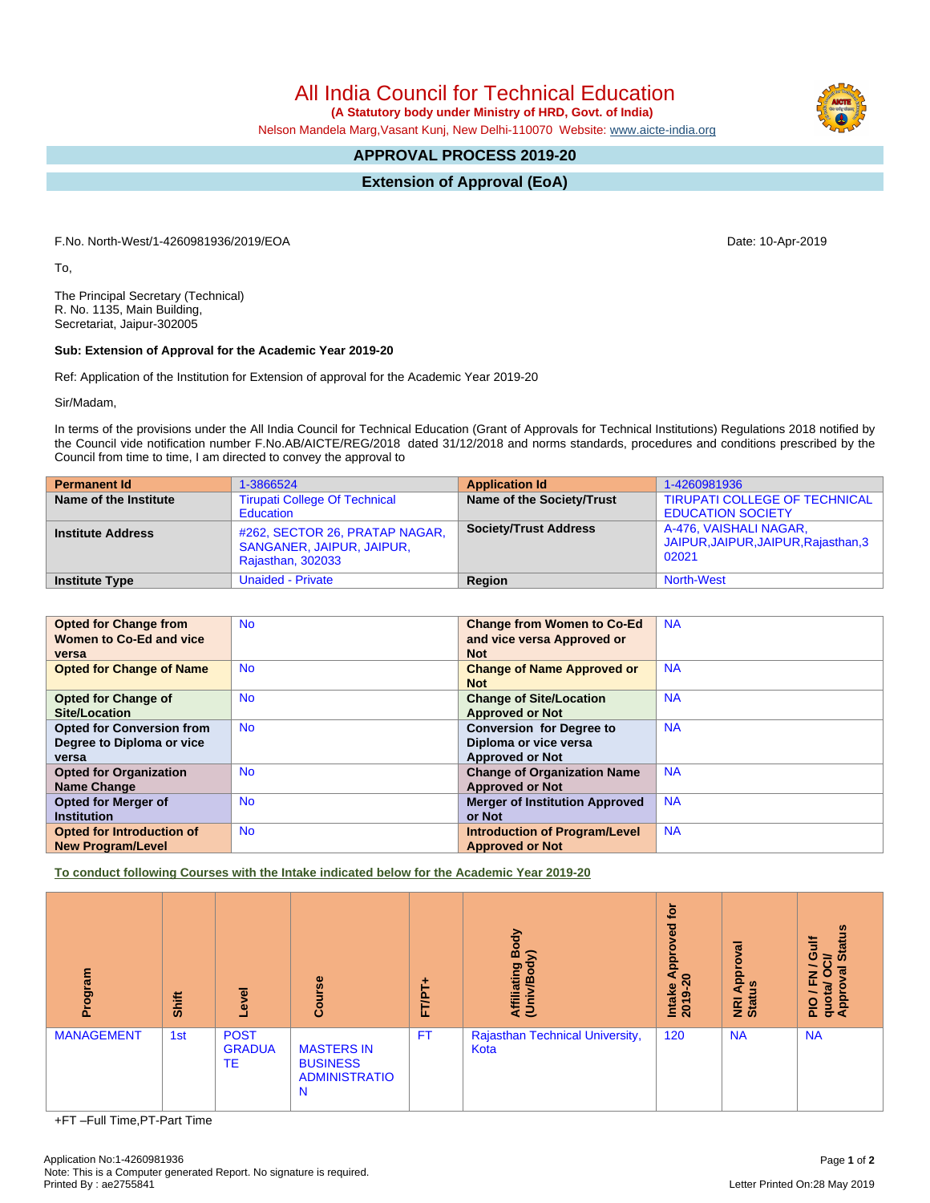# All India Council for Technical Education

**(A Statutory body under Ministry of HRD, Govt. of India)**

Nelson Mandela Marg,Vasant Kunj, New Delhi-110070 Website: www.aicte-india.org

## APPROVAL PROCESS 2019-20

## Extension of Approval (EoA)

F.No. North-West/1-4260981936/2019/EOA

Date: 10-Apr-2019

To,

The Principal Secretary (Technical)
R. No. 1135, Main Building,
Secretariat, Jaipur-302005

**Sub: Extension of Approval for the Academic Year 2019-20**

Ref: Application of the Institution for Extension of approval for the Academic Year 2019-20

Sir/Madam,

In terms of the provisions under the All India Council for Technical Education (Grant of Approvals for Technical Institutions) Regulations 2018 notified by the Council vide notification number F.No.AB/AICTE/REG/2018 dated 31/12/2018 and norms standards, procedures and conditions prescribed by the Council from time to time, I am directed to convey the approval to

| Permanent Id | 1-3866524 | Application Id | 1-4260981936 |
|---|---|---|---|
| Name of the Institute | Tirupati College Of Technical Education | Name of the Society/Trust | TIRUPATI COLLEGE OF TECHNICAL EDUCATION SOCIETY |
| Institute Address | #262, SECTOR 26, PRATAP NAGAR, SANGANER, JAIPUR, JAIPUR, Rajasthan, 302033 | Society/Trust Address | A-476, VAISHALI NAGAR, JAIPUR,JAIPUR,JAIPUR,Rajasthan,302021 |
| Institute Type | Unaided - Private | Region | North-West |

| Opted for Change from Women to Co-Ed and vice versa | No | Change from Women to Co-Ed and vice versa Approved or Not | NA |
|---|---|---|---|
| Opted for Change of Name | No | Change of Name Approved or Not | NA |
| Opted for Change of Site/Location | No | Change of Site/Location Approved or Not | NA |
| Opted for Conversion from Degree to Diploma or vice versa | No | Conversion for Degree to Diploma or vice versa Approved or Not | NA |
| Opted for Organization Name Change | No | Change of Organization Name Approved or Not | NA |
| Opted for Merger of Institution | No | Merger of Institution Approved or Not | NA |
| Opted for Introduction of New Program/Level | No | Introduction of Program/Level Approved or Not | NA |

**To conduct following Courses with the Intake indicated below for the Academic Year 2019-20**

| Program | Shift | Level | Course | FT/PT+ | Affiliating Body (Univ/Body) | Intake Approved for 2019-20 | NRI Approval Status | PIO / FN / Gulf quota/ OCI/ Approval Status |
|---|---|---|---|---|---|---|---|---|
| MANAGEMENT | 1st | POST GRADUATE | MASTERS IN BUSINESS ADMINISTRATION | FT | Rajasthan Technical University, Kota | 120 | NA | NA |

+FT –Full Time,PT-Part Time

Application No:1-4260981936
Note: This is a Computer generated Report. No signature is required.
Printed By : ae2755841

Letter Printed On:28 May 2019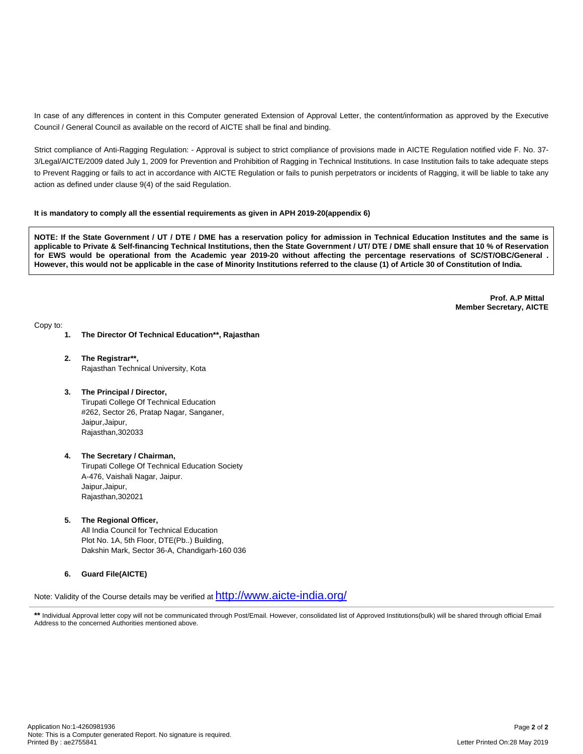In case of any differences in content in this Computer generated Extension of Approval Letter, the content/information as approved by the Executive Council / General Council as available on the record of AICTE shall be final and binding.

Strict compliance of Anti-Ragging Regulation: - Approval is subject to strict compliance of provisions made in AICTE Regulation notified vide F. No. 37-3/Legal/AICTE/2009 dated July 1, 2009 for Prevention and Prohibition of Ragging in Technical Institutions. In case Institution fails to take adequate steps to Prevent Ragging or fails to act in accordance with AICTE Regulation or fails to punish perpetrators or incidents of Ragging, it will be liable to take any action as defined under clause 9(4) of the said Regulation.

**It is mandatory to comply all the essential requirements as given in APH 2019-20(appendix 6)**

**NOTE: If the State Government / UT / DTE / DME has a reservation policy for admission in Technical Education Institutes and the same is applicable to Private & Self-financing Technical Institutions, then the State Government / UT/ DTE / DME shall ensure that 10 % of Reservation for EWS would be operational from the Academic year 2019-20 without affecting the percentage reservations of SC/ST/OBC/General . However, this would not be applicable in the case of Minority Institutions referred to the clause (1) of Article 30 of Constitution of India.**

**Prof. A.P Mittal**
**Member Secretary, AICTE**

Copy to:

1. **The Director Of Technical Education**\*\*, Rajasthan

2. **The Registrar\*\*,**
   Rajasthan Technical University, Kota

3. **The Principal / Director,**
   Tirupati College Of Technical Education
   #262, Sector 26, Pratap Nagar, Sanganer,
   Jaipur,Jaipur,
   Rajasthan,302033

4. **The Secretary / Chairman,**
   Tirupati College Of Technical Education Society
   A-476, Vaishali Nagar, Jaipur.
   Jaipur,Jaipur,
   Rajasthan,302021

5. **The Regional Officer,**
   All India Council for Technical Education
   Plot No. 1A, 5th Floor, DTE(Pb..) Building,
   Dakshin Mark, Sector 36-A, Chandigarh-160 036

6. **Guard File(AICTE)**

Note: Validity of the Course details may be verified at http://www.aicte-india.org/

**\*\*** Individual Approval letter copy will not be communicated through Post/Email. However, consolidated list of Approved Institutions(bulk) will be shared through official Email Address to the concerned Authorities mentioned above.

Application No:1-4260981936
Note: This is a Computer generated Report. No signature is required.
Printed By : ae2755841

Letter Printed On:28 May 2019